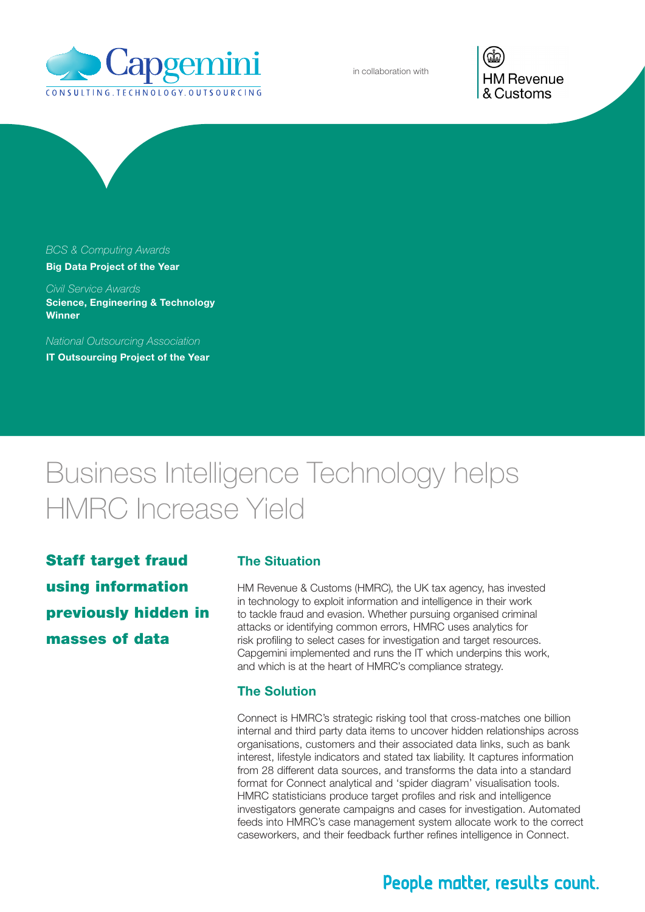Capgemini
CONSULTING.TECHNOLOGY.OUTSOURCING

in collaboration with

HM Revenue & Customs

*BCS & Computing Awards*
**Big Data Project of the Year**

*Civil Service Awards*
**Science, Engineering & Technology Winner**

*National Outsourcing Association*
**IT Outsourcing Project of the Year**

# Business Intelligence Technology helps HMRC Increase Yield

**Staff target fraud using information previously hidden in masses of data**

## The Situation

HM Revenue & Customs (HMRC), the UK tax agency, has invested in technology to exploit information and intelligence in their work to tackle fraud and evasion. Whether pursuing organised criminal attacks or identifying common errors, HMRC uses analytics for risk profiling to select cases for investigation and target resources. Capgemini implemented and runs the IT which underpins this work, and which is at the heart of HMRC's compliance strategy.

## The Solution

Connect is HMRC's strategic risking tool that cross-matches one billion internal and third party data items to uncover hidden relationships across organisations, customers and their associated data links, such as bank interest, lifestyle indicators and stated tax liability. It captures information from 28 different data sources, and transforms the data into a standard format for Connect analytical and 'spider diagram' visualisation tools. HMRC statisticians produce target profiles and risk and intelligence investigators generate campaigns and cases for investigation. Automated feeds into HMRC's case management system allocate work to the correct caseworkers, and their feedback further refines intelligence in Connect.

People matter, results count.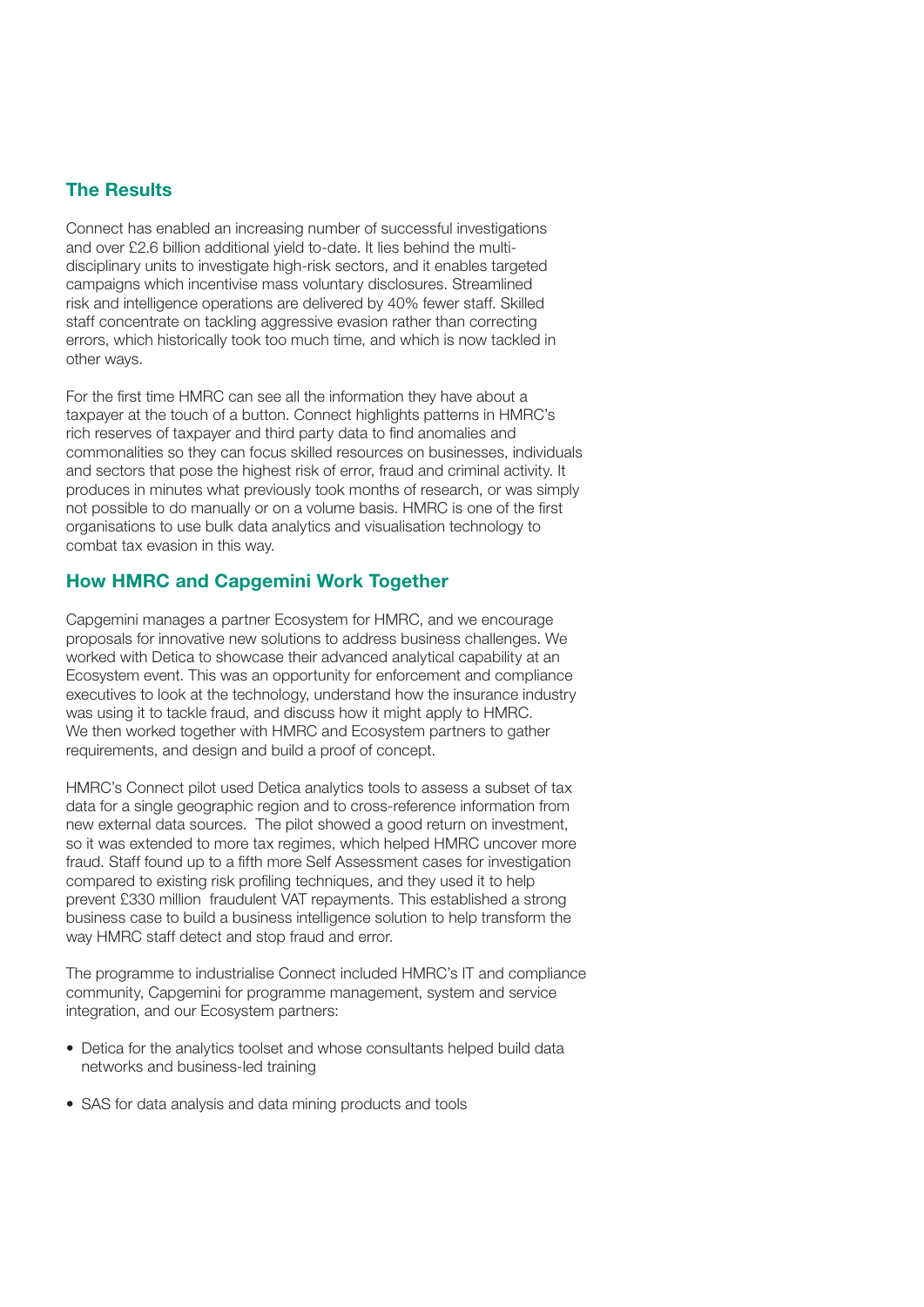## The Results

Connect has enabled an increasing number of successful investigations and over £2.6 billion additional yield to-date. It lies behind the multi-disciplinary units to investigate high-risk sectors, and it enables targeted campaigns which incentivise mass voluntary disclosures. Streamlined risk and intelligence operations are delivered by 40% fewer staff. Skilled staff concentrate on tackling aggressive evasion rather than correcting errors, which historically took too much time, and which is now tackled in other ways.

For the first time HMRC can see all the information they have about a taxpayer at the touch of a button. Connect highlights patterns in HMRC's rich reserves of taxpayer and third party data to find anomalies and commonalities so they can focus skilled resources on businesses, individuals and sectors that pose the highest risk of error, fraud and criminal activity. It produces in minutes what previously took months of research, or was simply not possible to do manually or on a volume basis. HMRC is one of the first organisations to use bulk data analytics and visualisation technology to combat tax evasion in this way.

## How HMRC and Capgemini Work Together

Capgemini manages a partner Ecosystem for HMRC, and we encourage proposals for innovative new solutions to address business challenges. We worked with Detica to showcase their advanced analytical capability at an Ecosystem event. This was an opportunity for enforcement and compliance executives to look at the technology, understand how the insurance industry was using it to tackle fraud, and discuss how it might apply to HMRC. We then worked together with HMRC and Ecosystem partners to gather requirements, and design and build a proof of concept.

HMRC's Connect pilot used Detica analytics tools to assess a subset of tax data for a single geographic region and to cross-reference information from new external data sources. The pilot showed a good return on investment, so it was extended to more tax regimes, which helped HMRC uncover more fraud. Staff found up to a fifth more Self Assessment cases for investigation compared to existing risk profiling techniques, and they used it to help prevent £330 million fraudulent VAT repayments. This established a strong business case to build a business intelligence solution to help transform the way HMRC staff detect and stop fraud and error.

The programme to industrialise Connect included HMRC's IT and compliance community, Capgemini for programme management, system and service integration, and our Ecosystem partners:

- Detica for the analytics toolset and whose consultants helped build data networks and business-led training
- SAS for data analysis and data mining products and tools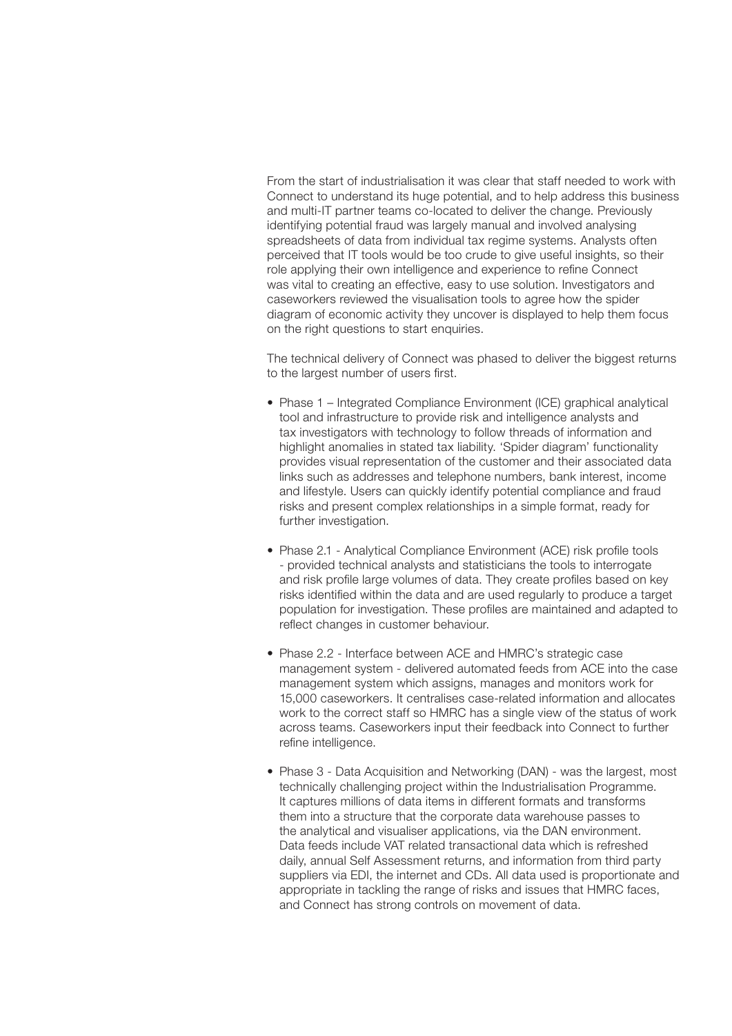From the start of industrialisation it was clear that staff needed to work with Connect to understand its huge potential, and to help address this business and multi-IT partner teams co-located to deliver the change. Previously identifying potential fraud was largely manual and involved analysing spreadsheets of data from individual tax regime systems. Analysts often perceived that IT tools would be too crude to give useful insights, so their role applying their own intelligence and experience to refine Connect was vital to creating an effective, easy to use solution. Investigators and caseworkers reviewed the visualisation tools to agree how the spider diagram of economic activity they uncover is displayed to help them focus on the right questions to start enquiries.

The technical delivery of Connect was phased to deliver the biggest returns to the largest number of users first.

- Phase 1 – Integrated Compliance Environment (ICE) graphical analytical tool and infrastructure to provide risk and intelligence analysts and tax investigators with technology to follow threads of information and highlight anomalies in stated tax liability. 'Spider diagram' functionality provides visual representation of the customer and their associated data links such as addresses and telephone numbers, bank interest, income and lifestyle. Users can quickly identify potential compliance and fraud risks and present complex relationships in a simple format, ready for further investigation.

- Phase 2.1 - Analytical Compliance Environment (ACE) risk profile tools - provided technical analysts and statisticians the tools to interrogate and risk profile large volumes of data. They create profiles based on key risks identified within the data and are used regularly to produce a target population for investigation. These profiles are maintained and adapted to reflect changes in customer behaviour.

- Phase 2.2 - Interface between ACE and HMRC's strategic case management system - delivered automated feeds from ACE into the case management system which assigns, manages and monitors work for 15,000 caseworkers. It centralises case-related information and allocates work to the correct staff so HMRC has a single view of the status of work across teams. Caseworkers input their feedback into Connect to further refine intelligence.

- Phase 3 - Data Acquisition and Networking (DAN) - was the largest, most technically challenging project within the Industrialisation Programme. It captures millions of data items in different formats and transforms them into a structure that the corporate data warehouse passes to the analytical and visualiser applications, via the DAN environment. Data feeds include VAT related transactional data which is refreshed daily, annual Self Assessment returns, and information from third party suppliers via EDI, the internet and CDs. All data used is proportionate and appropriate in tackling the range of risks and issues that HMRC faces, and Connect has strong controls on movement of data.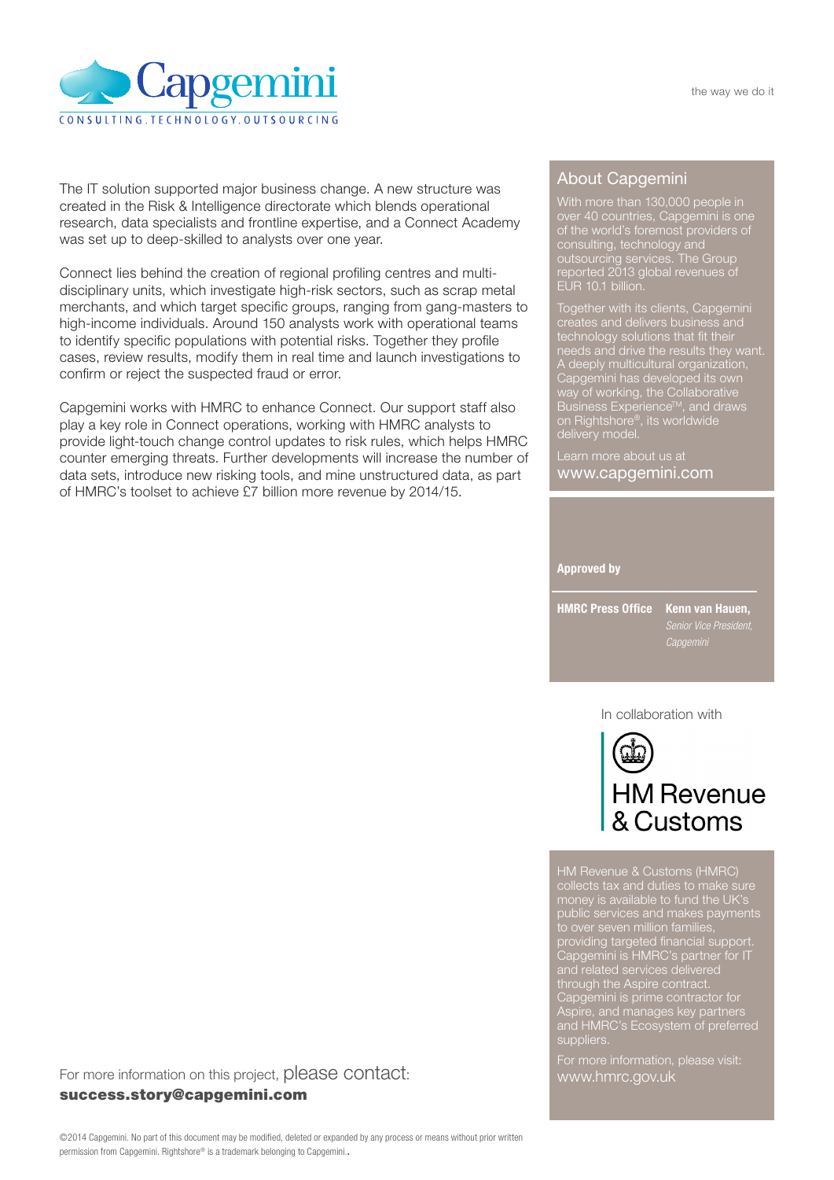The IT solution supported major business change. A new structure was created in the Risk & Intelligence directorate which blends operational research, data specialists and frontline expertise, and a Connect Academy was set up to deep-skilled to analysts over one year.

Connect lies behind the creation of regional profiling centres and multi-disciplinary units, which investigate high-risk sectors, such as scrap metal merchants, and which target specific groups, ranging from gang-masters to high-income individuals. Around 150 analysts work with operational teams to identify specific populations with potential risks. Together they profile cases, review results, modify them in real time and launch investigations to confirm or reject the suspected fraud or error.

Capgemini works with HMRC to enhance Connect. Our support staff also play a key role in Connect operations, working with HMRC analysts to provide light-touch change control updates to risk rules, which helps HMRC counter emerging threats. Further developments will increase the number of data sets, introduce new risking tools, and mine unstructured data, as part of HMRC's toolset to achieve £7 billion more revenue by 2014/15.

## About Capgemini

With more than 130,000 people in over 40 countries, Capgemini is one of the world's foremost providers of consulting, technology and outsourcing services. The Group reported 2013 global revenues of EUR 10.1 billion.

Together with its clients, Capgemini creates and delivers business and technology solutions that fit their needs and drive the results they want. A deeply multicultural organization, Capgemini has developed its own way of working, the Collaborative Business Experience™, and draws on Rightshore®, its worldwide delivery model.

Learn more about us at
www.capgemini.com

**Approved by**

**HMRC Press Office**

**Kenn van Hauen,**
*Senior Vice President, Capgemini*

In collaboration with

HM Revenue & Customs

HM Revenue & Customs (HMRC) collects tax and duties to make sure money is available to fund the UK's public services and makes payments to over seven million families, providing targeted financial support. Capgemini is HMRC's partner for IT and related services delivered through the Aspire contract. Capgemini is prime contractor for Aspire, and manages key partners and HMRC's Ecosystem of preferred suppliers.

For more information, please visit:
www.hmrc.gov.uk

For more information on this project, please contact:
**success.story@capgemini.com**

©2014 Capgemini. No part of this document may be modified, deleted or expanded by any process or means without prior written permission from Capgemini. Rightshore® is a trademark belonging to Capgemini.